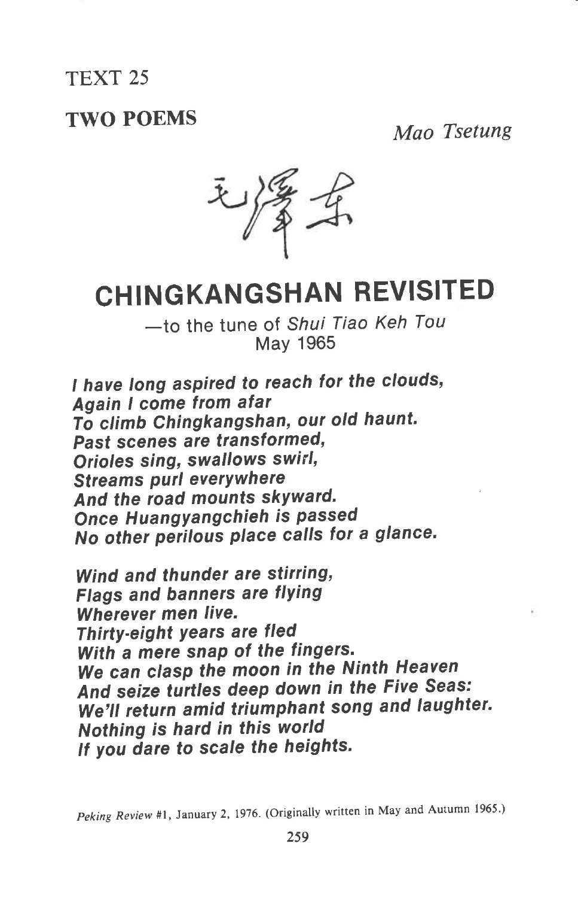TEXT 25

## TWO POEMS

*Mao Tsetung*

毛泽东

# CHINGKANGSHAN REVISITED

—to the tune of *Shui Tiao Keh Tou*
May 1965

***I have long aspired to reach for the clouds,***
***Again I come from afar***
***To climb Chingkangshan, our old haunt.***
***Past scenes are transformed,***
***Orioles sing, swallows swirl,***
***Streams purl everywhere***
***And the road mounts skyward.***
***Once Huangyangchieh is passed***
***No other perilous place calls for a glance.***

***Wind and thunder are stirring,***
***Flags and banners are flying***
***Wherever men live.***
***Thirty-eight years are fled***
***With a mere snap of the fingers.***
***We can clasp the moon in the Ninth Heaven***
***And seize turtles deep down in the Five Seas:***
***We'll return amid triumphant song and laughter.***
***Nothing is hard in this world***
***If you dare to scale the heights.***

*Peking Review* #1, January 2, 1976. (Originally written in May and Autumn 1965.)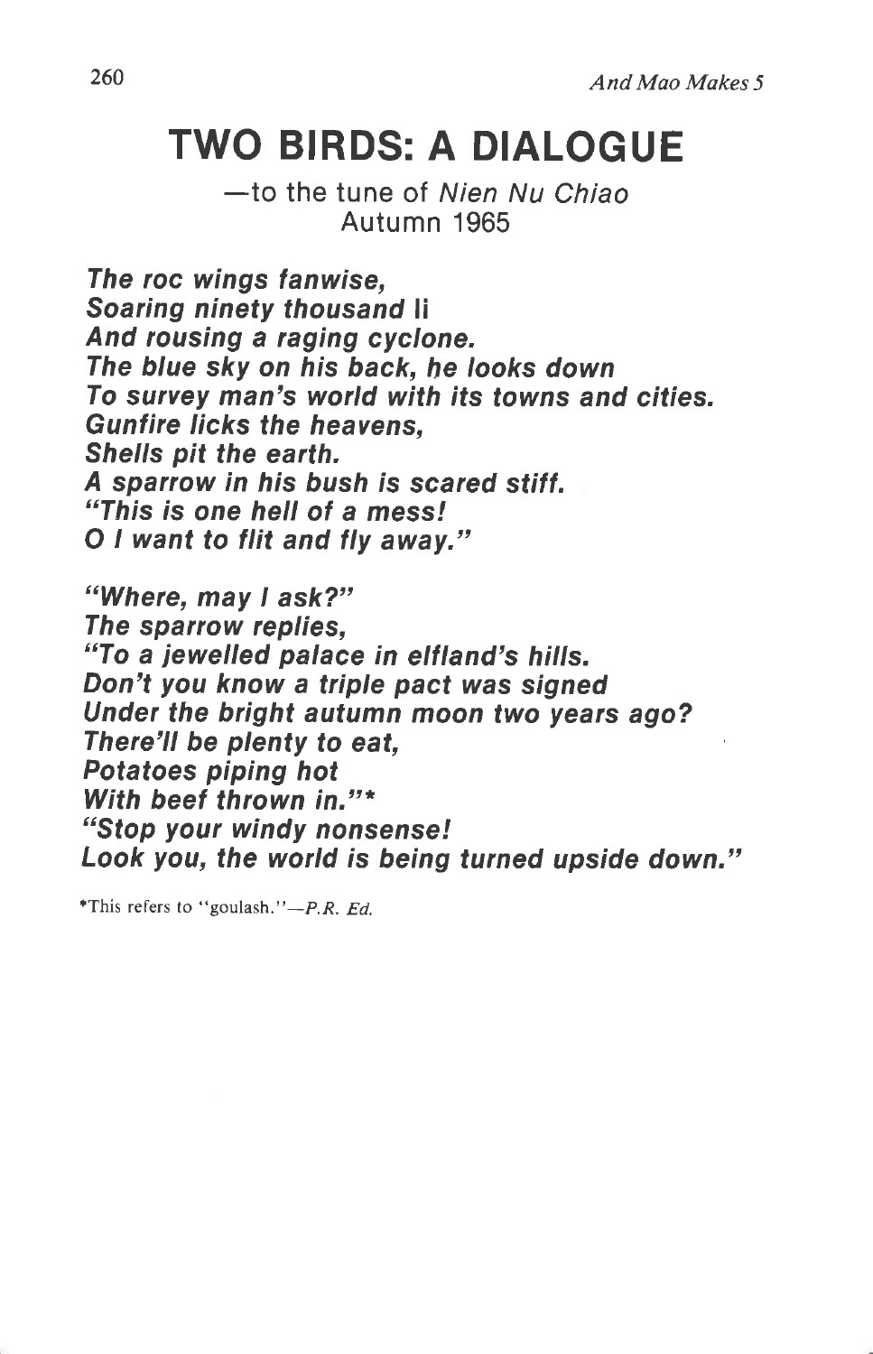# TWO BIRDS: A DIALOGUE

—to the tune of *Nien Nu Chiao*
Autumn 1965

***The roc wings fanwise,***
***Soaring ninety thousand*** **li**
***And rousing a raging cyclone.***
***The blue sky on his back, he looks down***
***To survey man's world with its towns and cities.***
***Gunfire licks the heavens,***
***Shells pit the earth.***
***A sparrow in his bush is scared stiff.***
***"This is one hell of a mess!***
***O I want to flit and fly away."***

***"Where, may I ask?"***
***The sparrow replies,***
***"To a jewelled palace in elfland's hills.***
***Don't you know a triple pact was signed***
***Under the bright autumn moon two years ago?***
***There'll be plenty to eat,***
***Potatoes piping hot***
***With beef thrown in."****
***"Stop your windy nonsense!***
***Look you, the world is being turned upside down."***

*This refers to "goulash."—*P.R. Ed.*